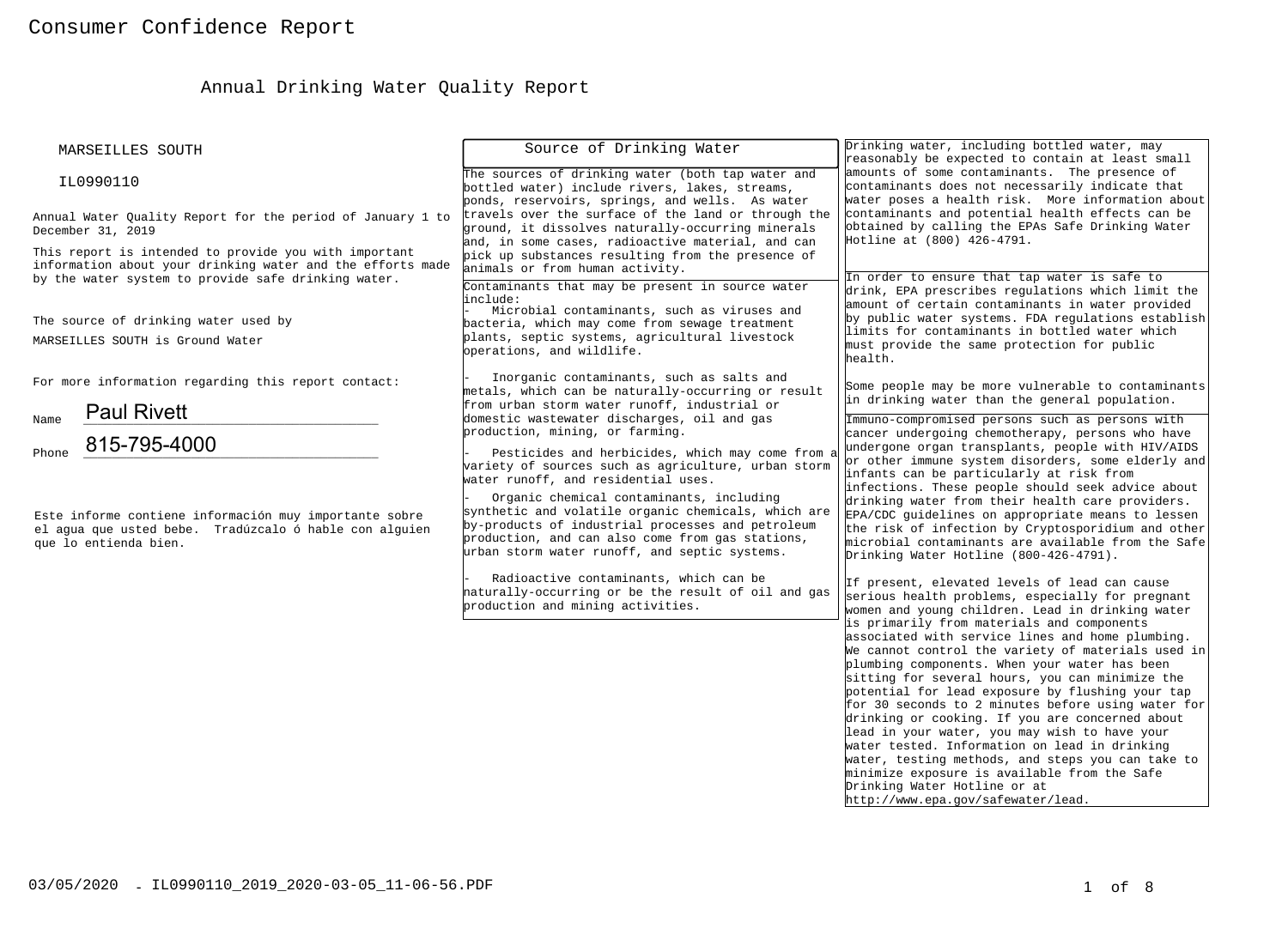# Consumer Confidence Report

## Annual Drinking Water Quality Report

MARSEILLES SOUTH

IL0990110

Annual Water Quality Report for the period of January 1 to December 31, 2019

This report is intended to provide you with important information about your drinking water and the efforts made by the water system to provide safe drinking water.

The source of drinking water used by MARSEILLES SOUTH is Ground Water

For more information regarding this report contact:

Name Paul Rivett

Phone 815-795-4000

Este informe contiene información muy importante sobre el agua que usted bebe. Tradúzcalo ó hable con alguien que lo entienda bien.

### Source of Drinking Water

The sources of drinking water (both tap water and bottled water) include rivers, lakes, streams, ponds, reservoirs, springs, and wells. As water travels over the surface of the land or through the ground, it dissolves naturally-occurring minerals and, in some cases, radioactive material, and can pick up substances resulting from the presence of animals or from human activity.

Contaminants that may be present in source water include:

- Microbial contaminants, such as viruses and bacteria, which may come from sewage treatment plants, septic systems, agricultural livestock operations, and wildlife.
- Inorganic contaminants, such as salts and metals, which can be naturally-occurring or result from urban storm water runoff, industrial or domestic wastewater discharges, oil and gas production, mining, or farming.
- Pesticides and herbicides, which may come from a variety of sources such as agriculture, urban storm water runoff, and residential uses.
- Organic chemical contaminants, including synthetic and volatile organic chemicals, which are by-products of industrial processes and petroleum production, and can also come from gas stations, urban storm water runoff, and septic systems.
- Radioactive contaminants, which can be naturally-occurring or be the result of oil and gas production and mining activities.

Drinking water, including bottled water, may reasonably be expected to contain at least small amounts of some contaminants. The presence of contaminants does not necessarily indicate that water poses a health risk. More information about contaminants and potential health effects can be obtained by calling the EPAs Safe Drinking Water Hotline at (800) 426-4791.

In order to ensure that tap water is safe to drink, EPA prescribes regulations which limit the amount of certain contaminants in water provided by public water systems. FDA regulations establish limits for contaminants in bottled water which must provide the same protection for public health.

Some people may be more vulnerable to contaminants in drinking water than the general population.

Immuno-compromised persons such as persons with cancer undergoing chemotherapy, persons who have undergone organ transplants, people with HIV/AIDS or other immune system disorders, some elderly and infants can be particularly at risk from infections. These people should seek advice about drinking water from their health care providers. EPA/CDC guidelines on appropriate means to lessen the risk of infection by Cryptosporidium and other microbial contaminants are available from the Safe Drinking Water Hotline (800-426-4791).

If present, elevated levels of lead can cause serious health problems, especially for pregnant women and young children. Lead in drinking water is primarily from materials and components associated with service lines and home plumbing. We cannot control the variety of materials used in plumbing components. When your water has been sitting for several hours, you can minimize the potential for lead exposure by flushing your tap for 30 seconds to 2 minutes before using water for drinking or cooking. If you are concerned about lead in your water, you may wish to have your water tested. Information on lead in drinking water, testing methods, and steps you can take to minimize exposure is available from the Safe Drinking Water Hotline or at http://www.epa.gov/safewater/lead.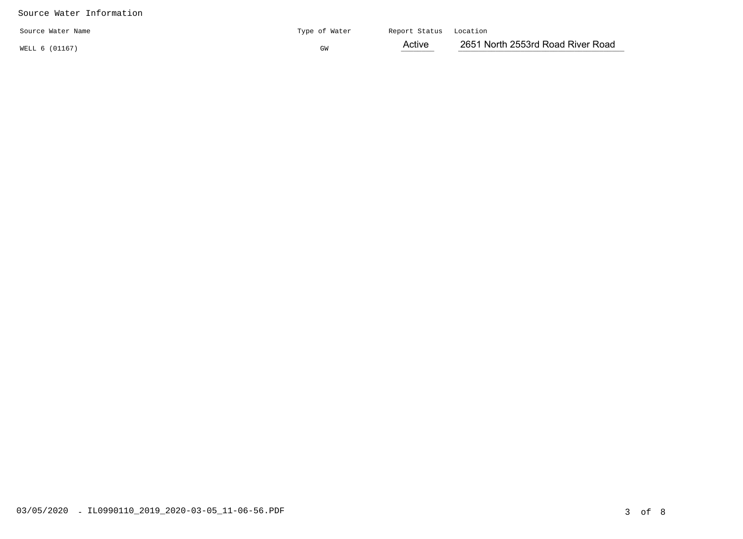## Source Water Information

| Source Water Name | Type of Water | Report Status | Location |
|---|---|---|---|
| WELL 6 (01167) | GW | Active | 2651 North 2553rd Road River Road |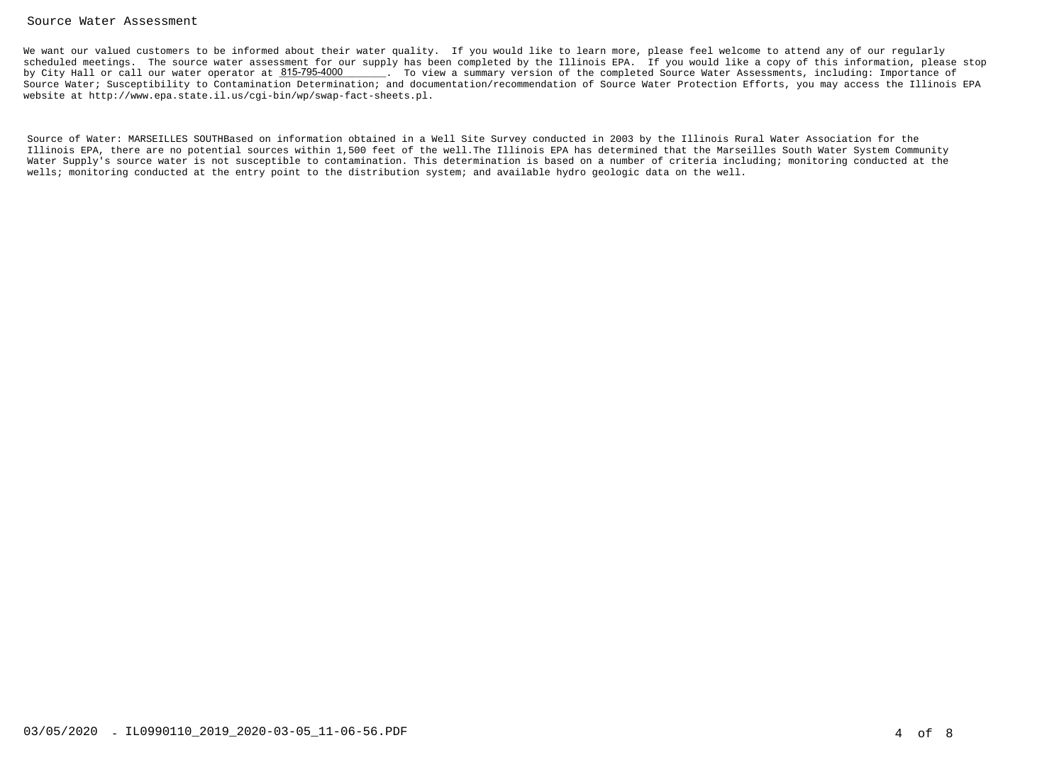# Source Water Assessment

We want our valued customers to be informed about their water quality. If you would like to learn more, please feel welcome to attend any of our regularly scheduled meetings. The source water assessment for our supply has been completed by the Illinois EPA. If you would like a copy of this information, please stop by City Hall or call our water operator at 815-795-4000. To view a summary version of the completed Source Water Assessments, including: Importance of Source Water; Susceptibility to Contamination Determination; and documentation/recommendation of Source Water Protection Efforts, you may access the Illinois EPA website at http://www.epa.state.il.us/cgi-bin/wp/swap-fact-sheets.pl.

Source of Water: MARSEILLES SOUTHBased on information obtained in a Well Site Survey conducted in 2003 by the Illinois Rural Water Association for the Illinois EPA, there are no potential sources within 1,500 feet of the well.The Illinois EPA has determined that the Marseilles South Water System Community Water Supply's source water is not susceptible to contamination. This determination is based on a number of criteria including; monitoring conducted at the wells; monitoring conducted at the entry point to the distribution system; and available hydro geologic data on the well.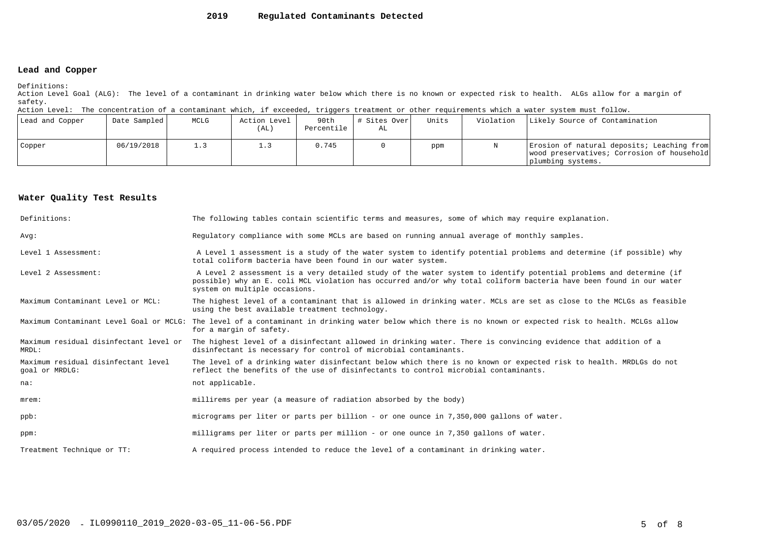# 2019 Regulated Contaminants Detected

## Lead and Copper

Definitions:
Action Level Goal (ALG): The level of a contaminant in drinking water below which there is no known or expected risk to health. ALGs allow for a margin of safety.
Action Level: The concentration of a contaminant which, if exceeded, triggers treatment or other requirements which a water system must follow.

| Lead and Copper | Date Sampled | MCLG | Action Level (AL) | 90th Percentile | # Sites Over AL | Units | Violation | Likely Source of Contamination |
|---|---|---|---|---|---|---|---|---|
| Copper | 06/19/2018 | 1.3 | 1.3 | 0.745 | 0 | ppm | N | Erosion of natural deposits; Leaching from wood preservatives; Corrosion of household plumbing systems. |

## Water Quality Test Results

| | |
|---|---|
| Definitions: | The following tables contain scientific terms and measures, some of which may require explanation. |
| Avg: | Regulatory compliance with some MCLs are based on running annual average of monthly samples. |
| Level 1 Assessment: | A Level 1 assessment is a study of the water system to identify potential problems and determine (if possible) why total coliform bacteria have been found in our water system. |
| Level 2 Assessment: | A Level 2 assessment is a very detailed study of the water system to identify potential problems and determine (if possible) why an E. coli MCL violation has occurred and/or why total coliform bacteria have been found in our water system on multiple occasions. |
| Maximum Contaminant Level or MCL: | The highest level of a contaminant that is allowed in drinking water. MCLs are set as close to the MCLGs as feasible using the best available treatment technology. |
| Maximum Contaminant Level Goal or MCLG: | The level of a contaminant in drinking water below which there is no known or expected risk to health. MCLGs allow for a margin of safety. |
| Maximum residual disinfectant level or MRDL: | The highest level of a disinfectant allowed in drinking water. There is convincing evidence that addition of a disinfectant is necessary for control of microbial contaminants. |
| Maximum residual disinfectant level goal or MRDLG: | The level of a drinking water disinfectant below which there is no known or expected risk to health. MRDLGs do not reflect the benefits of the use of disinfectants to control microbial contaminants. |
| na: | not applicable. |
| mrem: | millirems per year (a measure of radiation absorbed by the body) |
| ppb: | micrograms per liter or parts per billion - or one ounce in 7,350,000 gallons of water. |
| ppm: | milligrams per liter or parts per million - or one ounce in 7,350 gallons of water. |
| Treatment Technique or TT: | A required process intended to reduce the level of a contaminant in drinking water. |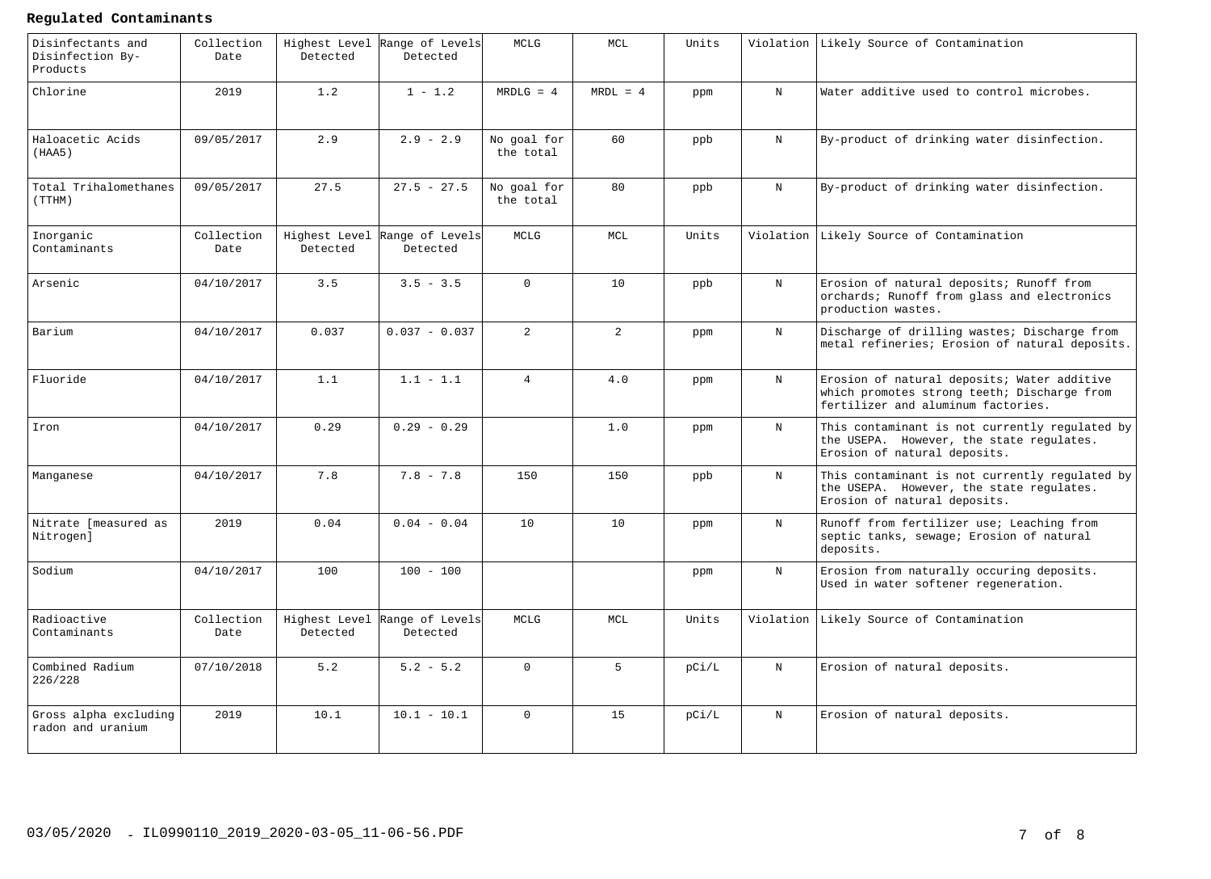**Regulated Contaminants**

| Disinfectants and Disinfection By-Products | Collection Date | Highest Level Detected | Range of Levels Detected | MCLG | MCL | Units | Violation | Likely Source of Contamination |
|---|---|---|---|---|---|---|---|---|
| Chlorine | 2019 | 1.2 | 1 - 1.2 | MRDLG = 4 | MRDL = 4 | ppm | N | Water additive used to control microbes. |
| Haloacetic Acids (HAA5) | 09/05/2017 | 2.9 | 2.9 - 2.9 | No goal for the total | 60 | ppb | N | By-product of drinking water disinfection. |
| Total Trihalomethanes (TTHM) | 09/05/2017 | 27.5 | 27.5 - 27.5 | No goal for the total | 80 | ppb | N | By-product of drinking water disinfection. |
| **Inorganic Contaminants** | **Collection Date** | **Highest Level Detected** | **Range of Levels Detected** | **MCLG** | **MCL** | **Units** | **Violation** | **Likely Source of Contamination** |
| Arsenic | 04/10/2017 | 3.5 | 3.5 - 3.5 | 0 | 10 | ppb | N | Erosion of natural deposits; Runoff from orchards; Runoff from glass and electronics production wastes. |
| Barium | 04/10/2017 | 0.037 | 0.037 - 0.037 | 2 | 2 | ppm | N | Discharge of drilling wastes; Discharge from metal refineries; Erosion of natural deposits. |
| Fluoride | 04/10/2017 | 1.1 | 1.1 - 1.1 | 4 | 4.0 | ppm | N | Erosion of natural deposits; Water additive which promotes strong teeth; Discharge from fertilizer and aluminum factories. |
| Iron | 04/10/2017 | 0.29 | 0.29 - 0.29 | | 1.0 | ppm | N | This contaminant is not currently regulated by the USEPA. However, the state regulates. Erosion of natural deposits. |
| Manganese | 04/10/2017 | 7.8 | 7.8 - 7.8 | 150 | 150 | ppb | N | This contaminant is not currently regulated by the USEPA. However, the state regulates. Erosion of natural deposits. |
| Nitrate [measured as Nitrogen] | 2019 | 0.04 | 0.04 - 0.04 | 10 | 10 | ppm | N | Runoff from fertilizer use; Leaching from septic tanks, sewage; Erosion of natural deposits. |
| Sodium | 04/10/2017 | 100 | 100 - 100 | | | ppm | N | Erosion from naturally occuring deposits. Used in water softener regeneration. |
| **Radioactive Contaminants** | **Collection Date** | **Highest Level Detected** | **Range of Levels Detected** | **MCLG** | **MCL** | **Units** | **Violation** | **Likely Source of Contamination** |
| Combined Radium 226/228 | 07/10/2018 | 5.2 | 5.2 - 5.2 | 0 | 5 | pCi/L | N | Erosion of natural deposits. |
| Gross alpha excluding radon and uranium | 2019 | 10.1 | 10.1 - 10.1 | 0 | 15 | pCi/L | N | Erosion of natural deposits. |